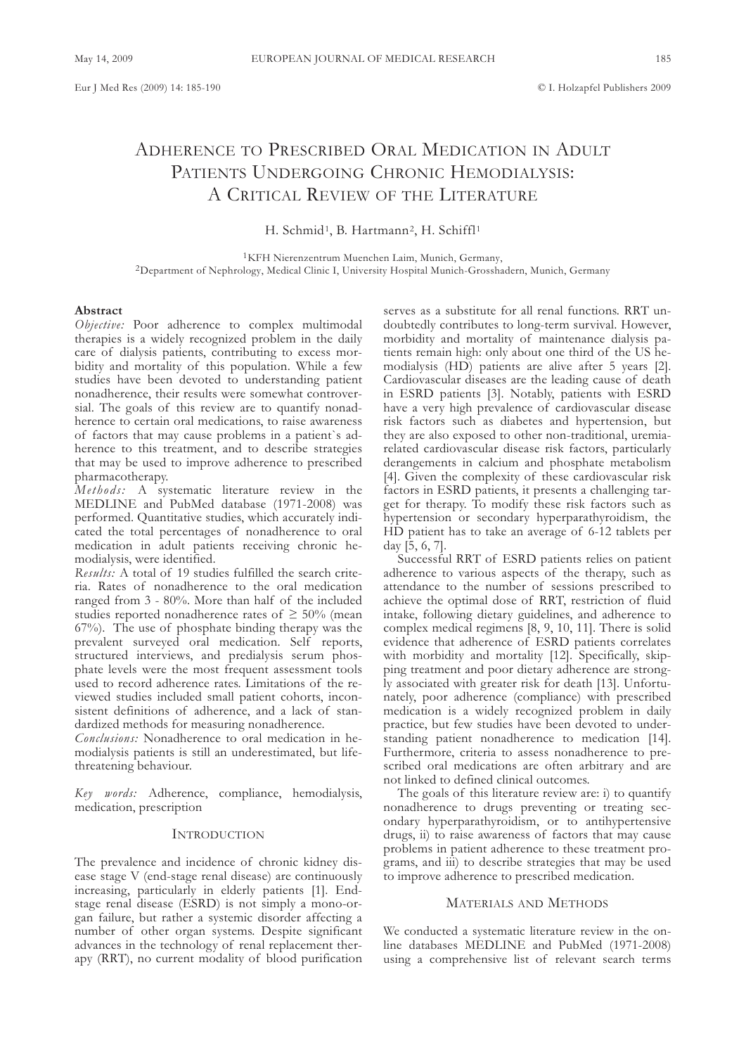# Adherence to Prescribed Oral Medication in Adult Patients Undergoing Chronic Hemodialysis: A Critical Review of the Literature

H. Schmid[1], B. Hartmann[2], H. Schiffl[1]

[1]KFH Nierenzentrum Muenchen Laim, Munich, Germany,
[2]Department of Nephrology, Medical Clinic I, University Hospital Munich-Grosshadern, Munich, Germany

## Abstract

*Objective:* Poor adherence to complex multimodal therapies is a widely recognized problem in the daily care of dialysis patients, contributing to excess morbidity and mortality of this population. While a few studies have been devoted to understanding patient nonadherence, their results were somewhat controversial. The goals of this review are to quantify nonadherence to certain oral medications, to raise awareness of factors that may cause problems in a patient`s adherence to this treatment, and to describe strategies that may be used to improve adherence to prescribed pharmacotherapy.

*Methods:* A systematic literature review in the MEDLINE and PubMed database (1971-2008) was performed. Quantitative studies, which accurately indicated the total percentages of nonadherence to oral medication in adult patients receiving chronic hemodialysis, were identified.

*Results:* A total of 19 studies fulfilled the search criteria. Rates of nonadherence to the oral medication ranged from 3 - 80%. More than half of the included studies reported nonadherence rates of ≥ 50% (mean 67%). The use of phosphate binding therapy was the prevalent surveyed oral medication. Self reports, structured interviews, and predialysis serum phosphate levels were the most frequent assessment tools used to record adherence rates. Limitations of the reviewed studies included small patient cohorts, inconsistent definitions of adherence, and a lack of standardized methods for measuring nonadherence.

*Conclusions:* Nonadherence to oral medication in hemodialysis patients is still an underestimated, but life-threatening behaviour.

*Key words:* Adherence, compliance, hemodialysis, medication, prescription

## Introduction

The prevalence and incidence of chronic kidney disease stage V (end-stage renal disease) are continuously increasing, particularly in elderly patients [1]. End-stage renal disease (ESRD) is not simply a mono-organ failure, but rather a systemic disorder affecting a number of other organ systems. Despite significant advances in the technology of renal replacement therapy (RRT), no current modality of blood purification serves as a substitute for all renal functions. RRT undoubtedly contributes to long-term survival. However, morbidity and mortality of maintenance dialysis patients remain high: only about one third of the US hemodialysis (HD) patients are alive after 5 years [2]. Cardiovascular diseases are the leading cause of death in ESRD patients [3]. Notably, patients with ESRD have a very high prevalence of cardiovascular disease risk factors such as diabetes and hypertension, but they are also exposed to other non-traditional, uremia-related cardiovascular disease risk factors, particularly derangements in calcium and phosphate metabolism [4]. Given the complexity of these cardiovascular risk factors in ESRD patients, it presents a challenging target for therapy. To modify these risk factors such as hypertension or secondary hyperparathyroidism, the HD patient has to take an average of 6-12 tablets per day [5, 6, 7].

Successful RRT of ESRD patients relies on patient adherence to various aspects of the therapy, such as attendance to the number of sessions prescribed to achieve the optimal dose of RRT, restriction of fluid intake, following dietary guidelines, and adherence to complex medical regimens [8, 9, 10, 11]. There is solid evidence that adherence of ESRD patients correlates with morbidity and mortality [12]. Specifically, skipping treatment and poor dietary adherence are strongly associated with greater risk for death [13]. Unfortunately, poor adherence (compliance) with prescribed medication is a widely recognized problem in daily practice, but few studies have been devoted to understanding patient nonadherence to medication [14]. Furthermore, criteria to assess nonadherence to prescribed oral medications are often arbitrary and are not linked to defined clinical outcomes.

The goals of this literature review are: i) to quantify nonadherence to drugs preventing or treating secondary hyperparathyroidism, or to antihypertensive drugs, ii) to raise awareness of factors that may cause problems in patient adherence to these treatment programs, and iii) to describe strategies that may be used to improve adherence to prescribed medication.

## Materials and Methods

We conducted a systematic literature review in the online databases MEDLINE and PubMed (1971-2008) using a comprehensive list of relevant search terms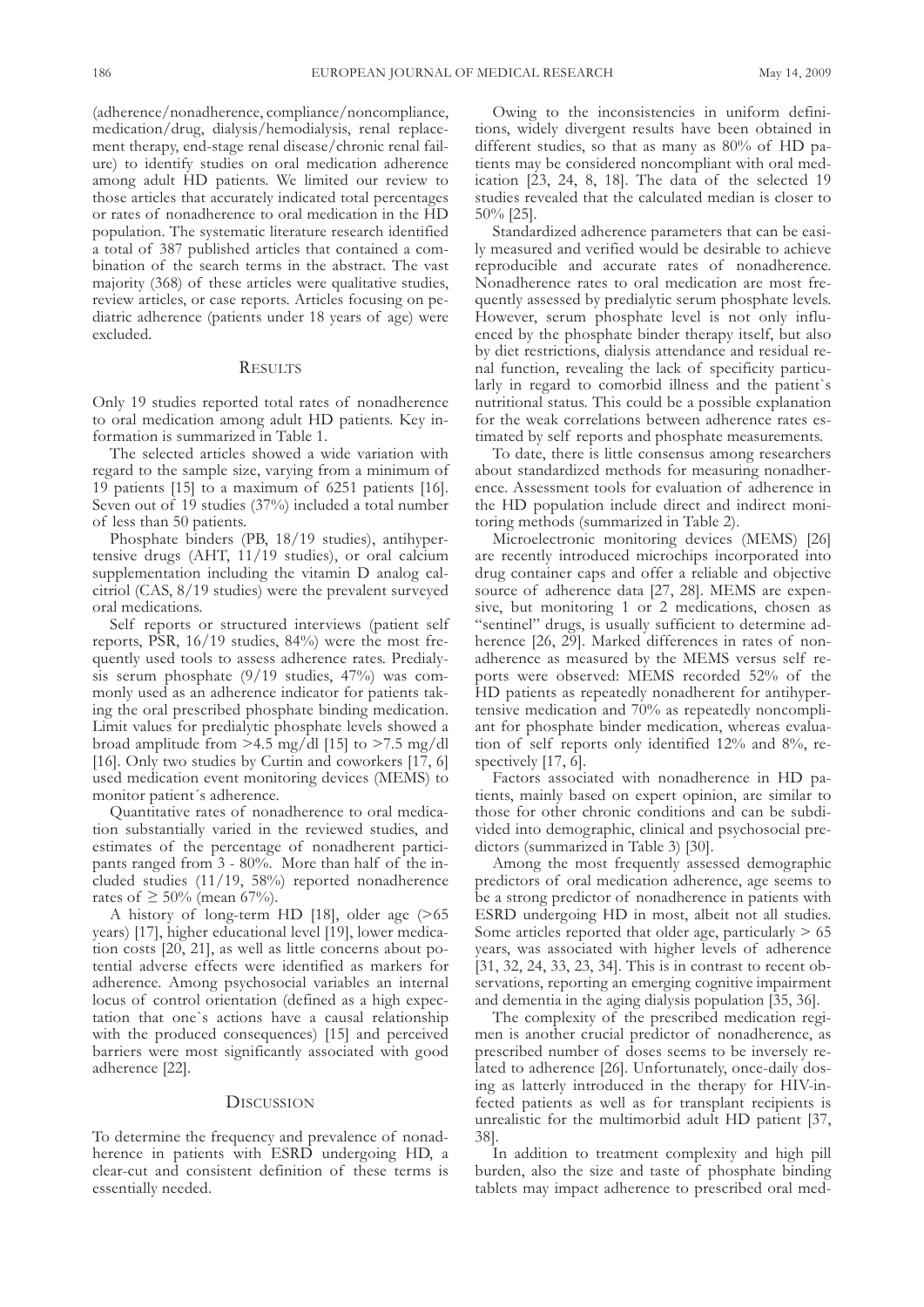(adherence/nonadherence, compliance/noncompliance, medication/drug, dialysis/hemodialysis, renal replacement therapy, end-stage renal disease/chronic renal failure) to identify studies on oral medication adherence among adult HD patients. We limited our review to those articles that accurately indicated total percentages or rates of nonadherence to oral medication in the HD population. The systematic literature research identified a total of 387 published articles that contained a combination of the search terms in the abstract. The vast majority (368) of these articles were qualitative studies, review articles, or case reports. Articles focusing on pediatric adherence (patients under 18 years of age) were excluded.

## Results

Only 19 studies reported total rates of nonadherence to oral medication among adult HD patients. Key information is summarized in Table 1.

The selected articles showed a wide variation with regard to the sample size, varying from a minimum of 19 patients [15] to a maximum of 6251 patients [16]. Seven out of 19 studies (37%) included a total number of less than 50 patients.

Phosphate binders (PB, 18/19 studies), antihypertensive drugs (AHT, 11/19 studies), or oral calcium supplementation including the vitamin D analog calcitriol (CAS, 8/19 studies) were the prevalent surveyed oral medications.

Self reports or structured interviews (patient self reports, PSR, 16/19 studies, 84%) were the most frequently used tools to assess adherence rates. Predialysis serum phosphate (9/19 studies, 47%) was commonly used as an adherence indicator for patients taking the oral prescribed phosphate binding medication. Limit values for predialytic phosphate levels showed a broad amplitude from >4.5 mg/dl [15] to >7.5 mg/dl [16]. Only two studies by Curtin and coworkers [17, 6] used medication event monitoring devices (MEMS) to monitor patient´s adherence.

Quantitative rates of nonadherence to oral medication substantially varied in the reviewed studies, and estimates of the percentage of nonadherent participants ranged from 3 - 80%. More than half of the included studies (11/19, 58%) reported nonadherence rates of ≥ 50% (mean 67%).

A history of long-term HD [18], older age (>65 years) [17], higher educational level [19], lower medication costs [20, 21], as well as little concerns about potential adverse effects were identified as markers for adherence. Among psychosocial variables an internal locus of control orientation (defined as a high expectation that one`s actions have a causal relationship with the produced consequences) [15] and perceived barriers were most significantly associated with good adherence [22].

## Discussion

To determine the frequency and prevalence of nonadherence in patients with ESRD undergoing HD, a clear-cut and consistent definition of these terms is essentially needed.

Owing to the inconsistencies in uniform definitions, widely divergent results have been obtained in different studies, so that as many as 80% of HD patients may be considered noncompliant with oral medication [23, 24, 8, 18]. The data of the selected 19 studies revealed that the calculated median is closer to 50% [25].

Standardized adherence parameters that can be easily measured and verified would be desirable to achieve reproducible and accurate rates of nonadherence. Nonadherence rates to oral medication are most frequently assessed by predialytic serum phosphate levels. However, serum phosphate level is not only influenced by the phosphate binder therapy itself, but also by diet restrictions, dialysis attendance and residual renal function, revealing the lack of specificity particularly in regard to comorbid illness and the patient`s nutritional status. This could be a possible explanation for the weak correlations between adherence rates estimated by self reports and phosphate measurements.

To date, there is little consensus among researchers about standardized methods for measuring nonadherence. Assessment tools for evaluation of adherence in the HD population include direct and indirect monitoring methods (summarized in Table 2).

Microelectronic monitoring devices (MEMS) [26] are recently introduced microchips incorporated into drug container caps and offer a reliable and objective source of adherence data [27, 28]. MEMS are expensive, but monitoring 1 or 2 medications, chosen as "sentinel" drugs, is usually sufficient to determine adherence [26, 29]. Marked differences in rates of nonadherence as measured by the MEMS versus self reports were observed: MEMS recorded 52% of the HD patients as repeatedly nonadherent for antihypertensive medication and 70% as repeatedly noncompliant for phosphate binder medication, whereas evaluation of self reports only identified 12% and 8%, respectively [17, 6].

Factors associated with nonadherence in HD patients, mainly based on expert opinion, are similar to those for other chronic conditions and can be subdivided into demographic, clinical and psychosocial predictors (summarized in Table 3) [30].

Among the most frequently assessed demographic predictors of oral medication adherence, age seems to be a strong predictor of nonadherence in patients with ESRD undergoing HD in most, albeit not all studies. Some articles reported that older age, particularly > 65 years, was associated with higher levels of adherence [31, 32, 24, 33, 23, 34]. This is in contrast to recent observations, reporting an emerging cognitive impairment and dementia in the aging dialysis population [35, 36].

The complexity of the prescribed medication regimen is another crucial predictor of nonadherence, as prescribed number of doses seems to be inversely related to adherence [26]. Unfortunately, once-daily dosing as latterly introduced in the therapy for HIV-infected patients as well as for transplant recipients is unrealistic for the multimorbid adult HD patient [37, 38].

In addition to treatment complexity and high pill burden, also the size and taste of phosphate binding tablets may impact adherence to prescribed oral med-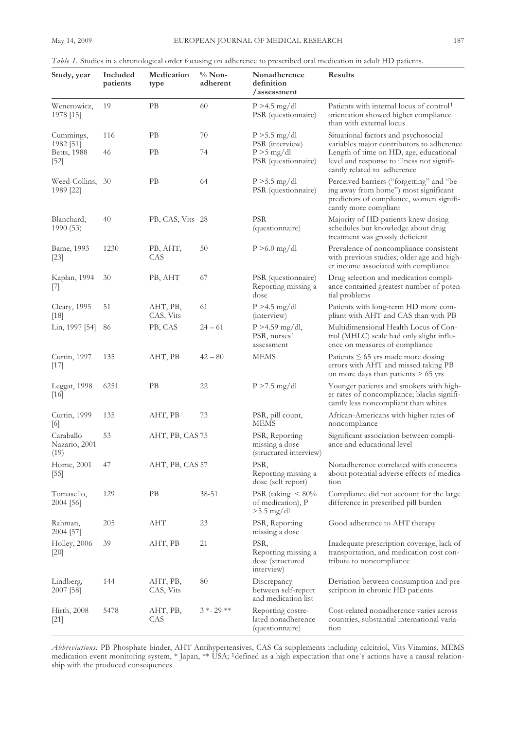*Table 1.* Studies in a chronological order focusing on adherence to prescribed oral medication in adult HD patients.

| Study, year | Included patients | Medication type | % Non-adherent | Nonadherence definition /assessment | Results |
|---|---|---|---|---|---|
| Wenerowicz, 1978 [15] | 19 | PB | 60 | P >4.5 mg/dl PSR (questionnaire) | Patients with internal locus of control[1] orientation showed higher compliance than with external locus |
| Cummings, 1982 [51] | 116 | PB | 70 | P >5.5 mg/dl PSR (interview) | Situational factors and psychosocial variables major contributors to adherence |
| Betts, 1988 [52] | 46 | PB | 74 | P >5 mg/dl PSR (questionnaire) | Length of time on HD, age, educational level and response to illness not significantly related to adherence |
| Weed-Collins, 1989 [22] | 30 | PB | 64 | P >5.5 mg/dl PSR (questionnaire) | Perceived barriers ("forgetting" and "being away from home") most significant predictors of compliance, women significantly more compliant |
| Blanchard, 1990 (53) | 40 | PB, CAS, Vits | 28 | PSR (questionnaire) | Majority of HD patients knew dosing schedules but knowledge about drug treatment was grossly deficient |
| Bame, 1993 [23] | 1230 | PB, AHT, CAS | 50 | P >6.0 mg/dl | Prevalence of noncompliance consistent with previous studies; older age and higher income associated with compliance |
| Kaplan, 1994 [7] | 30 | PB, AHT | 67 | PSR (questionnaire) Reporting missing a dose | Drug selection and medication compliance contained greatest number of potential problems |
| Cleary, 1995 [18] | 51 | AHT, PB, CAS, Vits | 61 | P >4.5 mg/dl (interview) | Patients with long-term HD more compliant with AHT and CAS than with PB |
| Lin, 1997 [54] | 86 | PB, CAS | 24 – 61 | P >4.59 mg/dl, PSR, nurses` assessment | Multidimensional Health Locus of Control (MHLC) scale had only slight influence on measures of compliance |
| Curtin, 1997 [17] | 135 | AHT, PB | 42 – 80 | MEMS | Patients ≤ 65 yrs made more dosing errors with AHT and missed taking PB on more days than patients > 65 yrs |
| Leggat, 1998 [16] | 6251 | PB | 22 | P >7.5 mg/dl | Younger patients and smokers with higher rates of noncompliance; blacks significantly less noncompliant than whites |
| Curtin, 1999 [6] | 135 | AHT, PB | 73 | PSR, pill count, MEMS | African-Americans with higher rates of noncompliance |
| Caraballo Nazario, 2001 (19) | 53 | AHT, PB, CAS | 75 | PSR, Reporting missing a dose (structured interview) | Significant association between compliance and educational level |
| Horne, 2001 [55] | 47 | AHT, PB, CAS | 57 | PSR, Reporting missing a dose (self report) | Nonadherence correlated with concerns about potential adverse effects of medication |
| Tomasello, 2004 [56] | 129 | PB | 38-51 | PSR (taking < 80% of medication), P >5.5 mg/dl | Compliance did not account for the large difference in prescribed pill burden |
| Rahman, 2004 [57] | 205 | AHT | 23 | PSR, Reporting missing a dose | Good adherence to AHT therapy |
| Holley, 2006 [20] | 39 | AHT, PB | 21 | PSR, Reporting missing a dose (structured interview) | Inadequate prescription coverage, lack of transportation, and medication cost contribute to noncompliance |
| Lindberg, 2007 [58] | 144 | AHT, PB, CAS, Vits | 80 | Discrepancy between self-report and medication list | Deviation between consumption and prescription in chronic HD patients |
| Hirth, 2008 [21] | 5478 | AHT, PB, CAS | 3 *- 29 ** | Reporting costrelated nonadherence (questionnaire) | Cost-related nonadherence varies across countries, substantial international variation |

*Abbreviations:* PB Phosphate binder, AHT Antihypertensives, CAS Ca supplements including calcitriol, Vits Vitamins, MEMS medication event monitoring system, * Japan, ** USA; [1]defined as a high expectation that one`s actions have a causal relationship with the produced consequences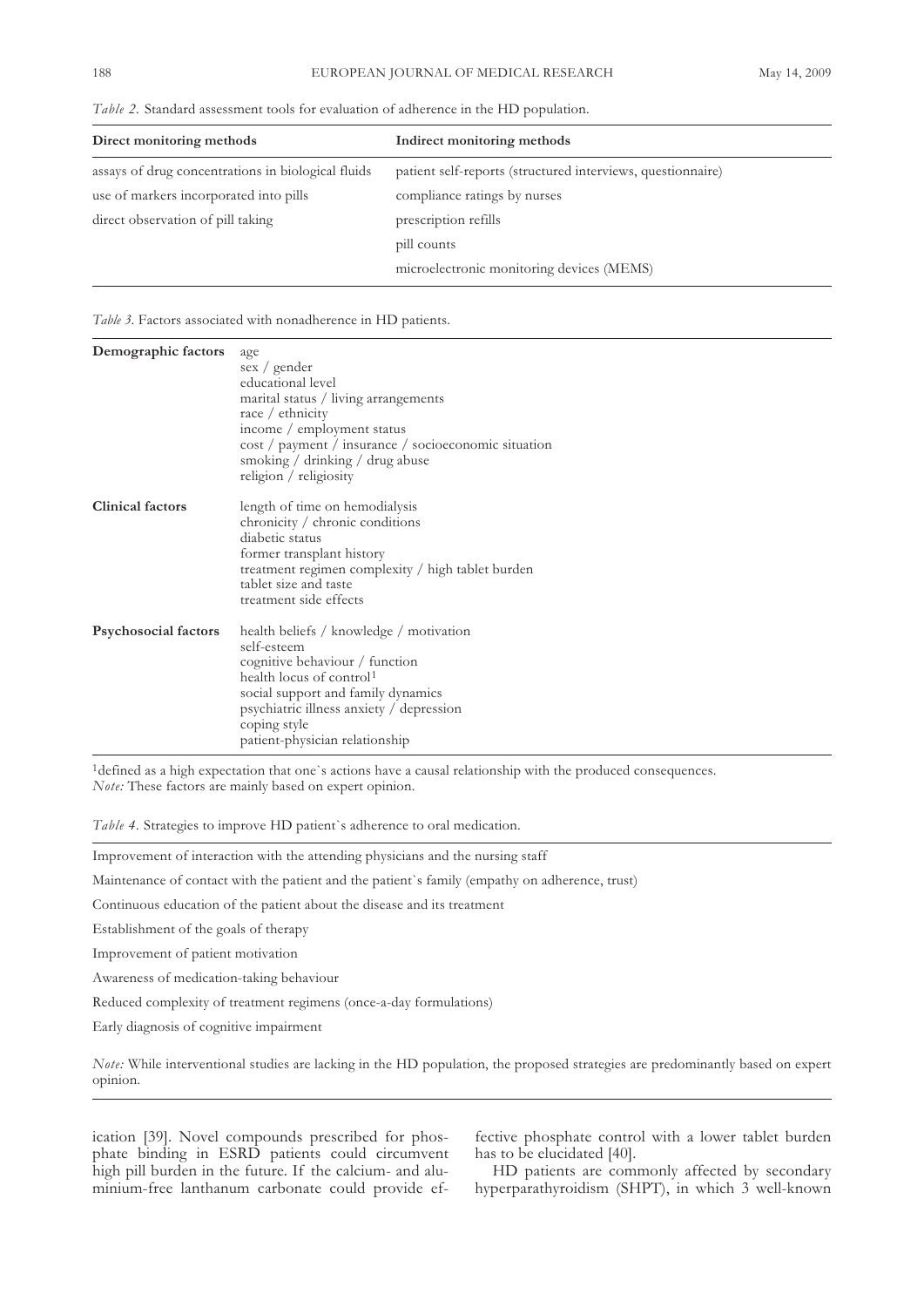*Table 2.* Standard assessment tools for evaluation of adherence in the HD population.

| Direct monitoring methods | Indirect monitoring methods |
|---|---|
| assays of drug concentrations in biological fluids | patient self-reports (structured interviews, questionnaire) |
| use of markers incorporated into pills | compliance ratings by nurses |
| direct observation of pill taking | prescription refills |
| | pill counts |
| | microelectronic monitoring devices (MEMS) |

*Table 3.* Factors associated with nonadherence in HD patients.

| | |
|---|---|
| **Demographic factors** | age<br>sex / gender<br>educational level<br>marital status / living arrangements<br>race / ethnicity<br>income / employment status<br>cost / payment / insurance / socioeconomic situation<br>smoking / drinking / drug abuse<br>religion / religiosity |
| **Clinical factors** | length of time on hemodialysis<br>chronicity / chronic conditions<br>diabetic status<br>former transplant history<br>treatment regimen complexity / high tablet burden<br>tablet size and taste<br>treatment side effects |
| **Psychosocial factors** | health beliefs / knowledge / motivation<br>self-esteem<br>cognitive behaviour / function<br>health locus of control[1]<br>social support and family dynamics<br>psychiatric illness anxiety / depression<br>coping style<br>patient-physician relationship |

[1]defined as a high expectation that one`s actions have a causal relationship with the produced consequences.
*Note:* These factors are mainly based on expert opinion.

*Table 4.* Strategies to improve HD patient`s adherence to oral medication.

| |
|---|
| Improvement of interaction with the attending physicians and the nursing staff |
| Maintenance of contact with the patient and the patient`s family (empathy on adherence, trust) |
| Continuous education of the patient about the disease and its treatment |
| Establishment of the goals of therapy |
| Improvement of patient motivation |
| Awareness of medication-taking behaviour |
| Reduced complexity of treatment regimens (once-a-day formulations) |
| Early diagnosis of cognitive impairment |

*Note:* While interventional studies are lacking in the HD population, the proposed strategies are predominantly based on expert opinion.

ication [39]. Novel compounds prescribed for phosphate binding in ESRD patients could circumvent high pill burden in the future. If the calcium- and aluminium-free lanthanum carbonate could provide effective phosphate control with a lower tablet burden has to be elucidated [40].

HD patients are commonly affected by secondary hyperparathyroidism (SHPT), in which 3 well-known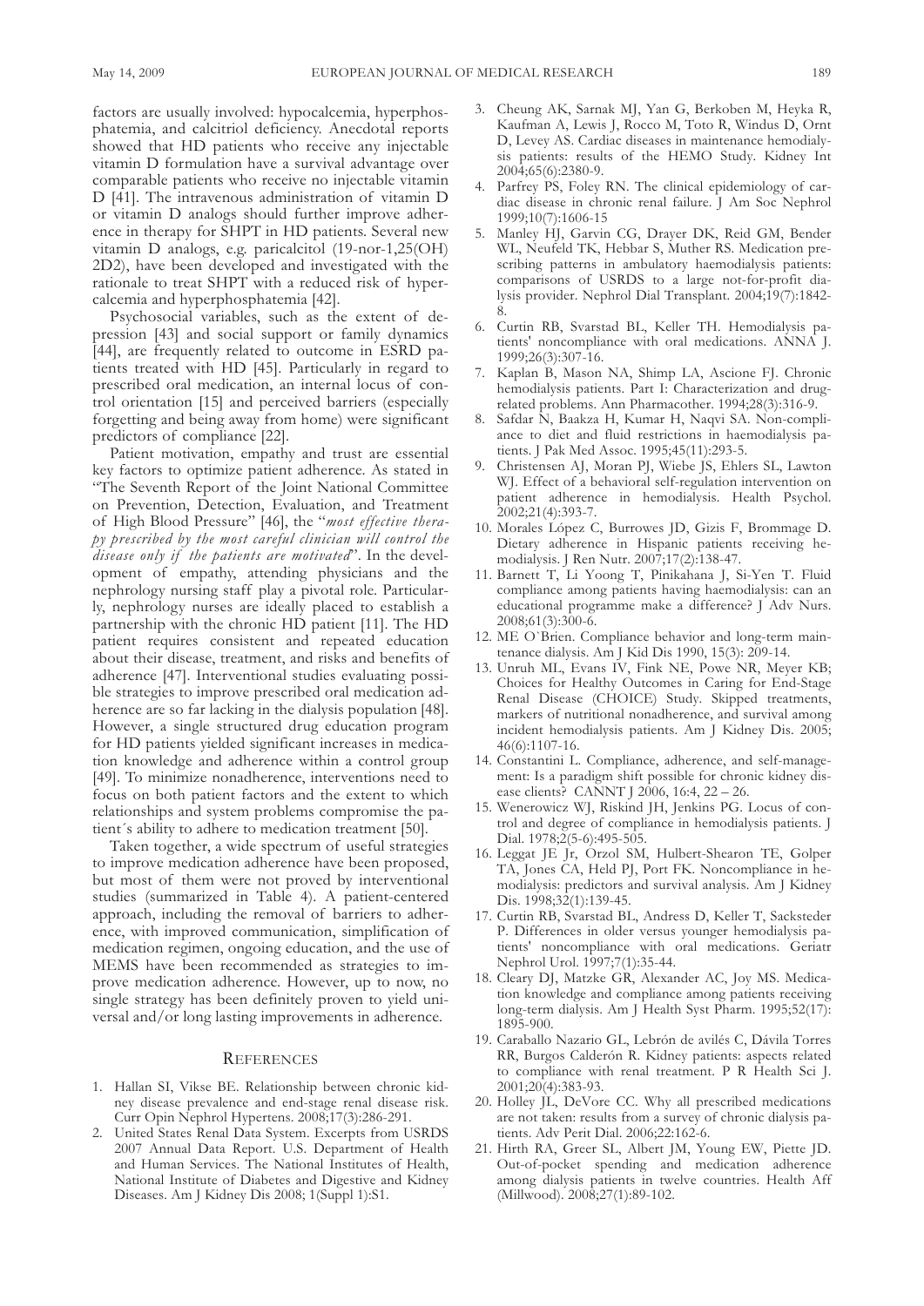factors are usually involved: hypocalcemia, hyperphosphatemia, and calcitriol deficiency. Anecdotal reports showed that HD patients who receive any injectable vitamin D formulation have a survival advantage over comparable patients who receive no injectable vitamin D [41]. The intravenous administration of vitamin D or vitamin D analogs should further improve adherence in therapy for SHPT in HD patients. Several new vitamin D analogs, e.g. paricalcitol (19-nor-1,25(OH)2D2), have been developed and investigated with the rationale to treat SHPT with a reduced risk of hypercalcemia and hyperphosphatemia [42].

Psychosocial variables, such as the extent of depression [43] and social support or family dynamics [44], are frequently related to outcome in ESRD patients treated with HD [45]. Particularly in regard to prescribed oral medication, an internal locus of control orientation [15] and perceived barriers (especially forgetting and being away from home) were significant predictors of compliance [22].

Patient motivation, empathy and trust are essential key factors to optimize patient adherence. As stated in "The Seventh Report of the Joint National Committee on Prevention, Detection, Evaluation, and Treatment of High Blood Pressure" [46], the "*most effective therapy prescribed by the most careful clinician will control the disease only if the patients are motivated*". In the development of empathy, attending physicians and the nephrology nursing staff play a pivotal role. Particularly, nephrology nurses are ideally placed to establish a partnership with the chronic HD patient [11]. The HD patient requires consistent and repeated education about their disease, treatment, and risks and benefits of adherence [47]. Interventional studies evaluating possible strategies to improve prescribed oral medication adherence are so far lacking in the dialysis population [48]. However, a single structured drug education program for HD patients yielded significant increases in medication knowledge and adherence within a control group [49]. To minimize nonadherence, interventions need to focus on both patient factors and the extent to which relationships and system problems compromise the patient´s ability to adhere to medication treatment [50].

Taken together, a wide spectrum of useful strategies to improve medication adherence have been proposed, but most of them were not proved by interventional studies (summarized in Table 4). A patient-centered approach, including the removal of barriers to adherence, with improved communication, simplification of medication regimen, ongoing education, and the use of MEMS have been recommended as strategies to improve medication adherence. However, up to now, no single strategy has been definitely proven to yield universal and/or long lasting improvements in adherence.

## References

1. Hallan SI, Vikse BE. Relationship between chronic kidney disease prevalence and end-stage renal disease risk. Curr Opin Nephrol Hypertens. 2008;17(3):286-291.
2. United States Renal Data System. Excerpts from USRDS 2007 Annual Data Report. U.S. Department of Health and Human Services. The National Institutes of Health, National Institute of Diabetes and Digestive and Kidney Diseases. Am J Kidney Dis 2008; 1(Suppl 1):S1.
3. Cheung AK, Sarnak MJ, Yan G, Berkoben M, Heyka R, Kaufman A, Lewis J, Rocco M, Toto R, Windus D, Ornt D, Levey AS. Cardiac diseases in maintenance hemodialysis patients: results of the HEMO Study. Kidney Int 2004;65(6):2380-9.
4. Parfrey PS, Foley RN. The clinical epidemiology of cardiac disease in chronic renal failure. J Am Soc Nephrol 1999;10(7):1606-15
5. Manley HJ, Garvin CG, Drayer DK, Reid GM, Bender WL, Neufeld TK, Hebbar S, Muther RS. Medication prescribing patterns in ambulatory haemodialysis patients: comparisons of USRDS to a large not-for-profit dialysis provider. Nephrol Dial Transplant. 2004;19(7):1842-8.
6. Curtin RB, Svarstad BL, Keller TH. Hemodialysis patients' noncompliance with oral medications. ANNA J. 1999;26(3):307-16.
7. Kaplan B, Mason NA, Shimp LA, Ascione FJ. Chronic hemodialysis patients. Part I: Characterization and drug-related problems. Ann Pharmacother. 1994;28(3):316-9.
8. Safdar N, Baakza H, Kumar H, Naqvi SA. Non-compliance to diet and fluid restrictions in haemodialysis patients. J Pak Med Assoc. 1995;45(11):293-5.
9. Christensen AJ, Moran PJ, Wiebe JS, Ehlers SL, Lawton WJ. Effect of a behavioral self-regulation intervention on patient adherence in hemodialysis. Health Psychol. 2002;21(4):393-7.
10. Morales López C, Burrowes JD, Gizis F, Brommage D. Dietary adherence in Hispanic patients receiving hemodialysis. J Ren Nutr. 2007;17(2):138-47.
11. Barnett T, Li Yoong T, Pinikahana J, Si-Yen T. Fluid compliance among patients having haemodialysis: can an educational programme make a difference? J Adv Nurs. 2008;61(3):300-6.
12. ME O`Brien. Compliance behavior and long-term maintenance dialysis. Am J Kid Dis 1990, 15(3): 209-14.
13. Unruh ML, Evans IV, Fink NE, Powe NR, Meyer KB; Choices for Healthy Outcomes in Caring for End-Stage Renal Disease (CHOICE) Study. Skipped treatments, markers of nutritional nonadherence, and survival among incident hemodialysis patients. Am J Kidney Dis. 2005; 46(6):1107-16.
14. Constantini L. Compliance, adherence, and self-management: Is a paradigm shift possible for chronic kidney disease clients? CANNT J 2006, 16:4, 22 – 26.
15. Wenerowicz WJ, Riskind JH, Jenkins PG. Locus of control and degree of compliance in hemodialysis patients. J Dial. 1978;2(5-6):495-505.
16. Leggat JE Jr, Orzol SM, Hulbert-Shearon TE, Golper TA, Jones CA, Held PJ, Port FK. Noncompliance in hemodialysis: predictors and survival analysis. Am J Kidney Dis. 1998;32(1):139-45.
17. Curtin RB, Svarstad BL, Andress D, Keller T, Sacksteder P. Differences in older versus younger hemodialysis patients' noncompliance with oral medications. Geriatr Nephrol Urol. 1997;7(1):35-44.
18. Cleary DJ, Matzke GR, Alexander AC, Joy MS. Medication knowledge and compliance among patients receiving long-term dialysis. Am J Health Syst Pharm. 1995;52(17): 1895-900.
19. Caraballo Nazario GL, Lebrón de avilés C, Dávila Torres RR, Burgos Calderón R. Kidney patients: aspects related to compliance with renal treatment. P R Health Sci J. 2001;20(4):383-93.
20. Holley JL, DeVore CC. Why all prescribed medications are not taken: results from a survey of chronic dialysis patients. Adv Perit Dial. 2006;22:162-6.
21. Hirth RA, Greer SL, Albert JM, Young EW, Piette JD. Out-of-pocket spending and medication adherence among dialysis patients in twelve countries. Health Aff (Millwood). 2008;27(1):89-102.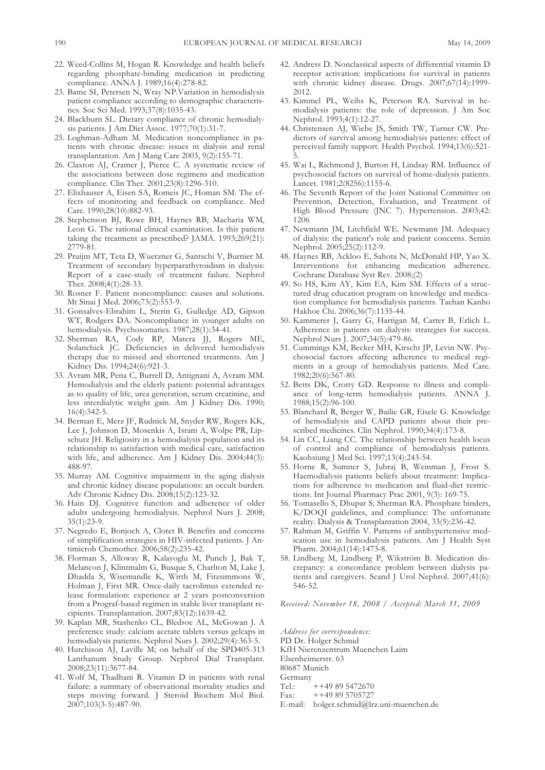22. Weed-Collins M, Hogan R. Knowledge and health beliefs regarding phosphate-binding medication in predicting compliance. ANNA J. 1989;16(4):278-82.
23. Bame SI, Petersen N, Wray NP.Variation in hemodialysis patient compliance according to demographic characteristics. Soc Sci Med. 1993;37(8):1035-43.
24. Blackburn SL. Dietary compliance of chronic hemodialysis patients. J Am Diet Assoc. 1977;70(1):31-7.
25. Loghman-Adham M. Medication noncompliance in patients with chronic disease: issues in dialysis and renal transplantation. Am J Mang Care 2003, 9(2):155-71.
26. Claxton AJ, Cramer J, Pierce C. A systematic review of the associations between dose regimens and medication compliance. Clin Ther. 2001;23(8):1296-310.
27. Elixhauser A, Eisen SA, Romeis JC, Homan SM. The effects of monitoring and feedback on compliance. Med Care. 1990;28(10):882-93.
28. Stephenson BJ, Rowe BH, Haynes RB, Macharia WM, Leon G. The rational clinical examination. Is this patient taking the treatment as prescribed? JAMA. 1993;269(21): 2779-81.
29. Pruijm MT, Teta D, Wuerzner G, Santschi V, Burnier M. Treatment of secondary hyperparathyroidism in dialysis: Report of a case-study of treatment failure. Nephrol Ther. 2008;4(1):28-33.
30. Rosner F. Patient noncompliance: causes and solutions. Mt Sinai J Med. 2006;73(2):553-9.
31. Gonsalves-Ebrahim L, Sterin G, Gulledge AD, Gipson WT, Rodgers DA. Noncompliance in younger adults on hemodialysis. Psychosomatics. 1987;28(1):34-41.
32. Sherman RA, Cody RP, Matera JJ, Rogers ME, Solanchick JC. Deficiencies in delivered hemodialysis therapy due to missed and shortened treatments. Am J Kidney Dis. 1994;24(6):921-3.
33. Avram MR, Pena C, Burrell D, Antignani A, Avram MM. Hemodialysis and the elderly patient: potential advantages as to quality of life, urea generation, serum creatinine, and less interdialytic weight gain. Am J Kidney Dis. 1990; 16(4):342-5.
34. Berman E, Merz JF, Rudnick M, Snyder RW, Rogers KK, Lee J, Johnson D, Mosenkis A, Israni A, Wolpe PR, Lipschutz JH. Religiosity in a hemodialysis population and its relationship to satisfaction with medical care, satisfaction with life, and adherence. Am J Kidney Dis. 2004;44(3): 488-97.
35. Murray AM. Cognitive impairment in the aging dialysis and chronic kidney disease populations: an occult burden. Adv Chronic Kidney Dis. 2008;15(2):123-32.
36. Hain DJ. Cognitive function and adherence of older adults undergoing hemodialysis. Nephrol Nurs J. 2008; 35(1):23-9.
37. Negredo E, Bonjoch A, Clotet B. Benefits and concerns of simplification strategies in HIV-infected patients. J Antimicrob Chemother. 2006;58(2):235-42.
38. Florman S, Alloway R, Kalayoglu M, Punch J, Bak T, Melancon J, Klintmalm G, Busque S, Charlton M, Lake J, Dhadda S, Wisemandle K, Wirth M, Fitzsimmons W, Holman J, First MR. Once-daily tacrolimus extended release formulation: experience at 2 years postconversion from a Prograf-based regimen in stable liver transplant recipients. Transplantation. 2007;83(12):1639-42.
39. Kaplan MR, Stashenko CL, Bledsoe AL, McGowan J. A preference study: calcium acetate tablets versus gelcaps in hemodialysis patients. Nephrol Nurs J. 2002;29(4):363-5.
40. Hutchison AJ, Laville M; on behalf of the SPD405-313 Lanthanum Study Group. Nephrol Dial Transplant. 2008;23(11):3677-84.
41. Wolf M, Thadhani R. Vitamin D in patients with renal failure: a summary of observational mortality studies and steps moving forward. J Steroid Biochem Mol Biol. 2007;103(3-5):487-90.
42. Andress D. Nonclassical aspects of differential vitamin D receptor activation: implications for survival in patients with chronic kidney disease. Drugs. 2007;67(14):1999-2012.
43. Kimmel PL, Weihs K, Peterson RA. Survival in hemodialysis patients: the role of depression. J Am Soc Nephrol. 1993;4(1):12-27.
44. Christensen AJ, Wiebe JS, Smith TW, Turner CW. Predictors of survival among hemodialysis patients: effect of perceived family support. Health Psychol. 1994;13(6):521-5.
45. Wai L, Richmond J, Burton H, Lindsay RM. Influence of psychosocial factors on survival of home-dialysis patients. Lancet. 1981;2(8256):1155-6.
46. The Seventh Report of the Joint National Committee on Prevention, Detection, Evaluation, and Treatment of High Blood Pressure (JNC 7). Hypertension. 2003;42: 1206
47. Newmann JM, Litchfield WE. Newmann JM. Adequacy of dialysis: the patient's role and patient concerns. Semin Nephrol. 2005;25(2):112-9.
48. Haynes RB, Ackloo E, Sahota N, McDonald HP, Yao X. Interventions for enhancing medication adherence. Cochrane Database Syst Rev. 2008;(2)
49. So HS, Kim AY, Kim EA, Kim SM. Effects of a structured drug education program on knowledge and medication compliance for hemodialysis patients. Taehan Kanho Hakhoe Chi. 2006;36(7):1135-44.
50. Kammerer J, Garry G, Hartigan M, Carter B, Erlich L. Adherence in patients on dialysis: strategies for success. Nephrol Nurs J. 2007;34(5):479-86.
51. Cummings KM, Becker MH, Kirscht JP, Levin NW. Psychosocial factors affecting adherence to medical regiments in a group of hemodialysis patients. Med Care. 1982;20(6):567-80.
52. Betts DK, Crotty GD. Response to illness and compliance of long-term hemodialysis patients. ANNA J. 1988;15(2):96-100.
53. Blanchard R, Berger W, Bailie GR, Eisele G. Knowledge of hemodialysis and CAPD patients about their prescribed medicines. Clin Nephrol. 1990;34(4):173-8.
54. Lin CC, Liang CC. The relationship between health locus of control and compliance of hemodialysis patients. Kaohsiung J Med Sci. 1997;13(4):243-54.
55. Horne R, Sumner S, Jubraj B, Weinman J, Frost S. Haemodialysis patients beliefs about treatment: Implications for adherence to medication and fluid-diet restrictions. Int Journal Pharmacy Prac 2001, 9(3): 169-75.
56. Tomasello S, Dhupar S; Sherman RA. Phosphate binders, K/DOQI guidelines, and compliance: The unfortunate reality. Dialysis & Transplantation 2004, 33(5):236-42.
57. Rahman M, Griffin V. Patterns of antihypertensive medication use in hemodialysis patients. Am J Health Syst Pharm. 2004;61(14):1473-8.
58. Lindberg M, Lindberg P, Wikström B. Medication discrepancy: a concordance problem between dialysis patients and caregivers. Scand J Urol Nephrol. 2007;41(6): 546-52.

*Received: November 18, 2008 / Accepted: March 31, 2009*

*Address for correspondence:*
PD Dr. Holger Schmid
KfH Nierenzentrum Muenchen Laim
Elsenheimerstr. 63
80687 Munich
Germany
Tel.: ++49 89 5472670
Fax: ++49 89 5705727
E-mail: holger.schmid@lrz.uni-muenchen.de